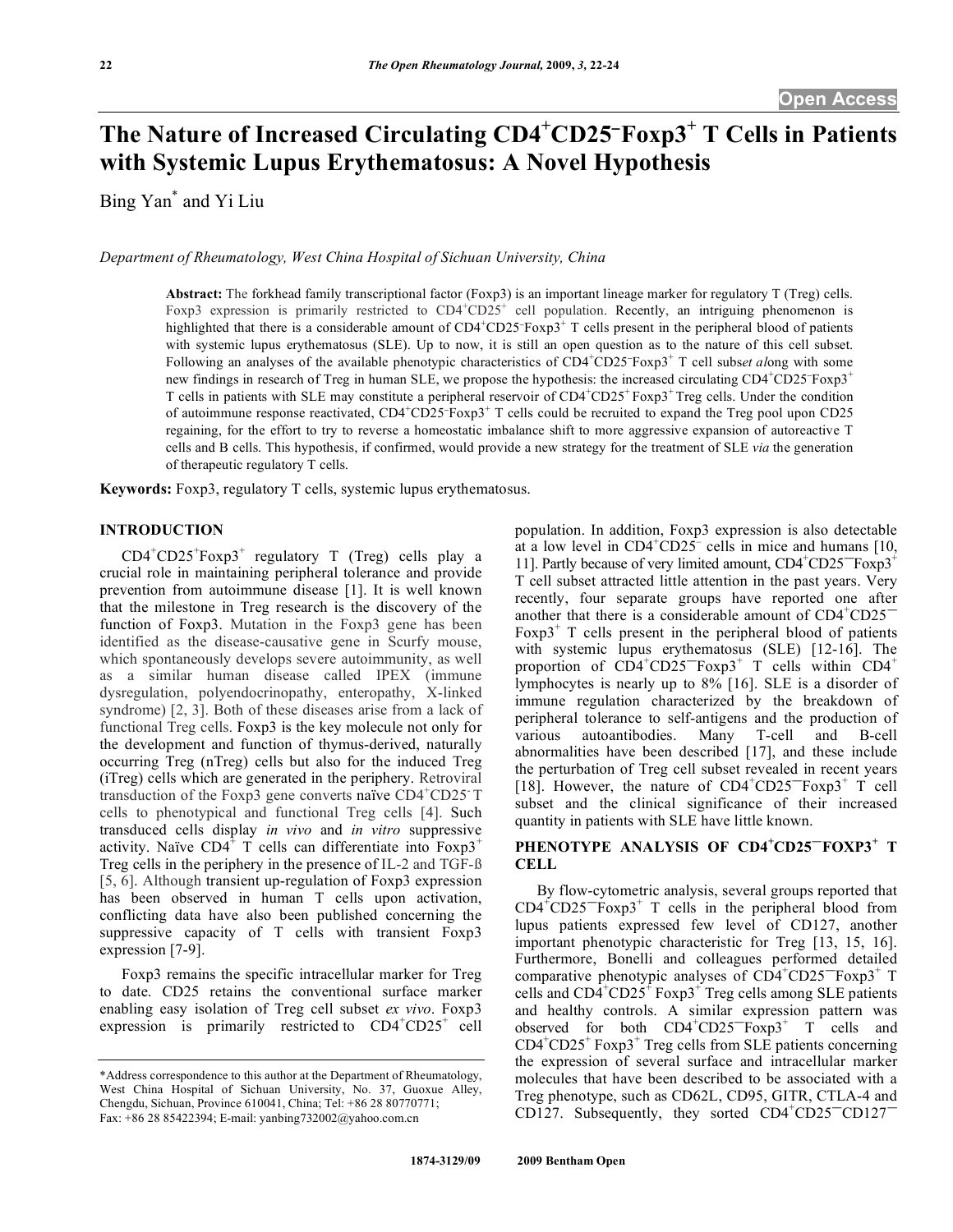Open Access

# The Nature of Increased Circulating $CD4^+CD25^-Foxp3^+$ T Cells in Patients with Systemic Lupus Erythematosus: A Novel Hypothesis

Bing Yan* and Yi Liu

*Department of Rheumatology, West China Hospital of Sichuan University, China*

**Abstract:** The forkhead family transcriptional factor (Foxp3) is an important lineage marker for regulatory T (Treg) cells. Foxp3 expression is primarily restricted to $CD4^+CD25^+$ cell population. Recently, an intriguing phenomenon is highlighted that there is a considerable amount of $CD4^+CD25^-Foxp3^+$ T cells present in the peripheral blood of patients with systemic lupus erythematosus (SLE). Up to now, it is still an open question as to the nature of this cell subset. Following an analyses of the available phenotypic characteristics of $CD4^+CD25^-Foxp3^+$ T cell subs*et al*ong with some new findings in research of Treg in human SLE, we propose the hypothesis: the increased circulating $CD4^+CD25^-Foxp3^+$ T cells in patients with SLE may constitute a peripheral reservoir of $CD4^+CD25^+Foxp3^+$ Treg cells. Under the condition of autoimmune response reactivated, $CD4^+CD25^-Foxp3^+$ T cells could be recruited to expand the Treg pool upon CD25 regaining, for the effort to try to reverse a homeostatic imbalance shift to more aggressive expansion of autoreactive T cells and B cells. This hypothesis, if confirmed, would provide a new strategy for the treatment of SLE *via* the generation of therapeutic regulatory T cells.

**Keywords:** Foxp3, regulatory T cells, systemic lupus erythematosus.

## INTRODUCTION

$CD4^+CD25^+Foxp3^+$ regulatory T (Treg) cells play a crucial role in maintaining peripheral tolerance and provide prevention from autoimmune disease [1]. It is well known that the milestone in Treg research is the discovery of the function of Foxp3. Mutation in the Foxp3 gene has been identified as the disease-causative gene in Scurfy mouse, which spontaneously develops severe autoimmunity, as well as a similar human disease called IPEX (immune dysregulation, polyendocrinopathy, enteropathy, X-linked syndrome) [2, 3]. Both of these diseases arise from a lack of functional Treg cells. Foxp3 is the key molecule not only for the development and function of thymus-derived, naturally occurring Treg (nTreg) cells but also for the induced Treg (iTreg) cells which are generated in the periphery. Retroviral transduction of the Foxp3 gene converts naïve $CD4^+CD25^-$ T cells to phenotypical and functional Treg cells [4]. Such transduced cells display *in vivo* and *in vitro* suppressive activity. Naïve $CD4^+$ T cells can differentiate into $Foxp3^+$ Treg cells in the periphery in the presence of IL-2 and TGF-ß [5, 6]. Although transient up-regulation of Foxp3 expression has been observed in human T cells upon activation, conflicting data have also been published concerning the suppressive capacity of T cells with transient Foxp3 expression [7-9].

Foxp3 remains the specific intracellular marker for Treg to date. CD25 retains the conventional surface marker enabling easy isolation of Treg cell subset *ex vivo*. Foxp3 expression is primarily restricted to $CD4^+CD25^+$ cell population. In addition, Foxp3 expression is also detectable at a low level in $CD4^+CD25^-$ cells in mice and humans [10, 11]. Partly because of very limited amount, $CD4^+CD25^-Foxp3^+$ T cell subset attracted little attention in the past years. Very recently, four separate groups have reported one after another that there is a considerable amount of $CD4^+CD25^-Foxp3^+$ T cells present in the peripheral blood of patients with systemic lupus erythematosus (SLE) [12-16]. The proportion of $CD4^+CD25^-Foxp3^+$ T cells within $CD4^+$ lymphocytes is nearly up to 8% [16]. SLE is a disorder of immune regulation characterized by the breakdown of peripheral tolerance to self-antigens and the production of various autoantibodies. Many T-cell and B-cell abnormalities have been described [17], and these include the perturbation of Treg cell subset revealed in recent years [18]. However, the nature of $CD4^+CD25^-Foxp3^+$ T cell subset and the clinical significance of their increased quantity in patients with SLE have little known.

## PHENOTYPE ANALYSIS OF $CD4^+CD25^-FOXP3^+$ T CELL

By flow-cytometric analysis, several groups reported that $CD4^+CD25^-Foxp3^+$ T cells in the peripheral blood from lupus patients expressed few level of CD127, another important phenotypic characteristic for Treg [13, 15, 16]. Furthermore, Bonelli and colleagues performed detailed comparative phenotypic analyses of $CD4^+CD25^-Foxp3^+$ T cells and $CD4^+CD25^+Foxp3^+$ Treg cells among SLE patients and healthy controls. A similar expression pattern was observed for both $CD4^+CD25^-Foxp3^+$ T cells and $CD4^+CD25^+Foxp3^+$ Treg cells from SLE patients concerning the expression of several surface and intracellular marker molecules that have been described to be associated with a Treg phenotype, such as CD62L, CD95, GITR, CTLA-4 and CD127. Subsequently, they sorted $CD4^+CD25^-CD127^-$

*Address correspondence to this author at the Department of Rheumatology, West China Hospital of Sichuan University, No. 37, Guoxue Alley, Chengdu, Sichuan, Province 610041, China; Tel: +86 28 80770771; Fax: +86 28 85422394; E-mail: yanbing732002@yahoo.com.cn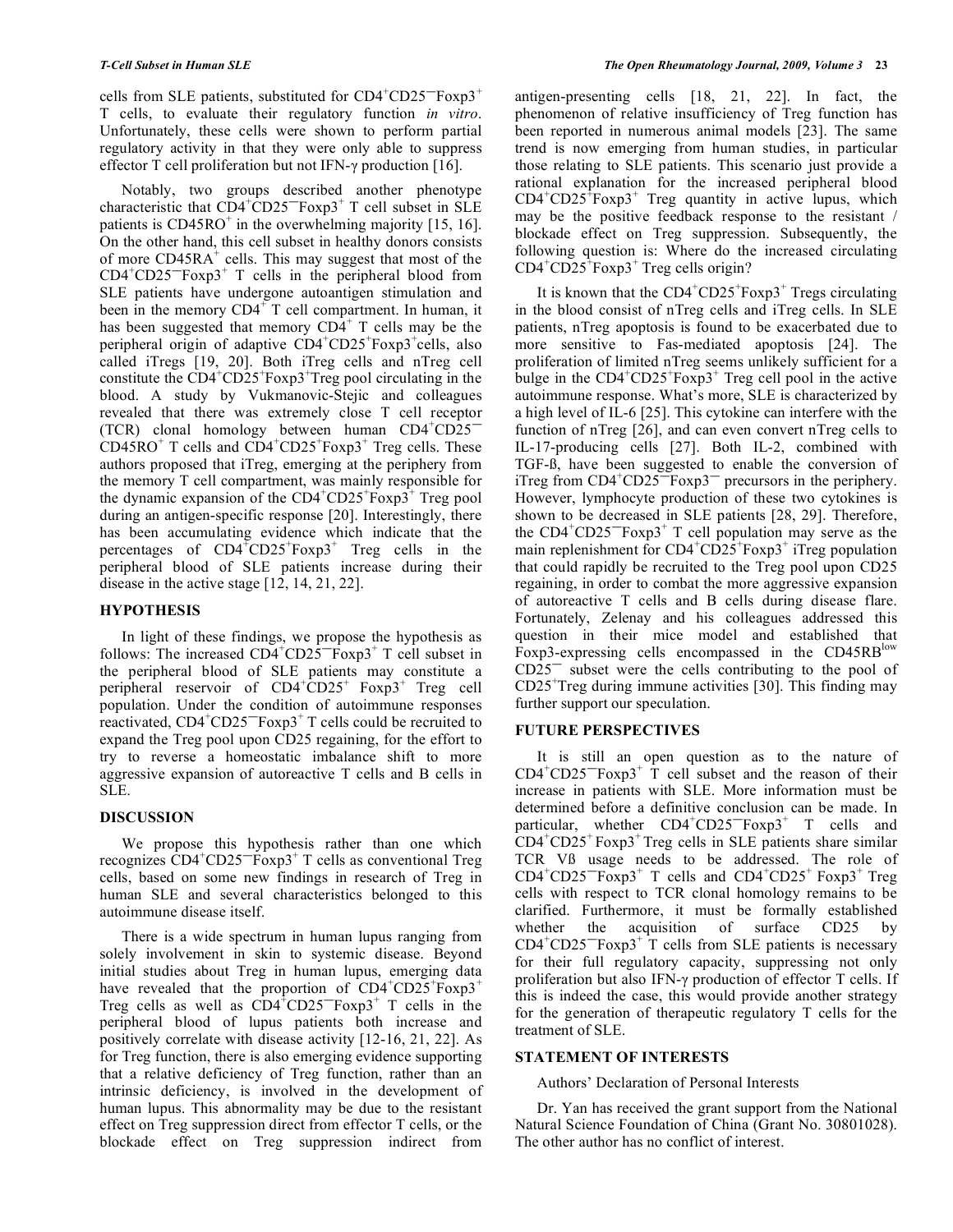cells from SLE patients, substituted for $CD4^+CD25^-Foxp3^+$ T cells, to evaluate their regulatory function *in vitro*. Unfortunately, these cells were shown to perform partial regulatory activity in that they were only able to suppress effector T cell proliferation but not IFN-γ production [16].

Notably, two groups described another phenotype characteristic that $CD4^+CD25^-Foxp3^+$ T cell subset in SLE patients is $CD45RO^+$ in the overwhelming majority [15, 16]. On the other hand, this cell subset in healthy donors consists of more $CD45RA^+$ cells. This may suggest that most of the $CD4^+CD25^-Foxp3^+$ T cells in the peripheral blood from SLE patients have undergone autoantigen stimulation and been in the memory $CD4^+$ T cell compartment. In human, it has been suggested that memory $CD4^+$ T cells may be the peripheral origin of adaptive $CD4^+CD25^+Foxp3^+$cells, also called iTregs [19, 20]. Both iTreg cells and nTreg cell constitute the $CD4^+CD25^+Foxp3^+$Treg pool circulating in the blood. A study by Vukmanovic-Stejic and colleagues revealed that there was extremely close T cell receptor (TCR) clonal homology between human $CD4^+CD25^-CD45RO^+$ T cells and $CD4^+CD25^+Foxp3^+$ Treg cells. These authors proposed that iTreg, emerging at the periphery from the memory T cell compartment, was mainly responsible for the dynamic expansion of the $CD4^+CD25^+Foxp3^+$ Treg pool during an antigen-specific response [20]. Interestingly, there has been accumulating evidence which indicate that the percentages of $CD4^+CD25^+Foxp3^+$ Treg cells in the peripheral blood of SLE patients increase during their disease in the active stage [12, 14, 21, 22].

## HYPOTHESIS

In light of these findings, we propose the hypothesis as follows: The increased $CD4^+CD25^-Foxp3^+$ T cell subset in the peripheral blood of SLE patients may constitute a peripheral reservoir of $CD4^+CD25^+$ $Foxp3^+$ Treg cell population. Under the condition of autoimmune responses reactivated, $CD4^+CD25^-Foxp3^+$ T cells could be recruited to expand the Treg pool upon CD25 regaining, for the effort to try to reverse a homeostatic imbalance shift to more aggressive expansion of autoreactive T cells and B cells in SLE.

## DISCUSSION

We propose this hypothesis rather than one which recognizes $CD4^+CD25^-Foxp3^+$ T cells as conventional Treg cells, based on some new findings in research of Treg in human SLE and several characteristics belonged to this autoimmune disease itself.

There is a wide spectrum in human lupus ranging from solely involvement in skin to systemic disease. Beyond initial studies about Treg in human lupus, emerging data have revealed that the proportion of $CD4^+CD25^+Foxp3^+$ Treg cells as well as $CD4^+CD25^-Foxp3^+$ T cells in the peripheral blood of lupus patients both increase and positively correlate with disease activity [12-16, 21, 22]. As for Treg function, there is also emerging evidence supporting that a relative deficiency of Treg function, rather than an intrinsic deficiency, is involved in the development of human lupus. This abnormality may be due to the resistant effect on Treg suppression direct from effector T cells, or the blockade effect on Treg suppression indirect from antigen-presenting cells [18, 21, 22]. In fact, the phenomenon of relative insufficiency of Treg function has been reported in numerous animal models [23]. The same trend is now emerging from human studies, in particular those relating to SLE patients. This scenario just provide a rational explanation for the increased peripheral blood $CD4^+CD25^+Foxp3^+$ Treg quantity in active lupus, which may be the positive feedback response to the resistant / blockade effect on Treg suppression. Subsequently, the following question is: Where do the increased circulating $CD4^+CD25^+Foxp3^+$ Treg cells origin?

It is known that the $CD4^+CD25^+Foxp3^+$ Tregs circulating in the blood consist of nTreg cells and iTreg cells. In SLE patients, nTreg apoptosis is found to be exacerbated due to more sensitive to Fas-mediated apoptosis [24]. The proliferation of limited nTreg seems unlikely sufficient for a bulge in the $CD4^+CD25^+Foxp3^+$ Treg cell pool in the active autoimmune response. What's more, SLE is characterized by a high level of IL-6 [25]. This cytokine can interfere with the function of nTreg [26], and can even convert nTreg cells to IL-17-producing cells [27]. Both IL-2, combined with TGF-ß, have been suggested to enable the conversion of iTreg from $CD4^+CD25^-Foxp3^-$ precursors in the periphery. However, lymphocyte production of these two cytokines is shown to be decreased in SLE patients [28, 29]. Therefore, the $CD4^+CD25^-Foxp3^+$ T cell population may serve as the main replenishment for $CD4^+CD25^+Foxp3^+$ iTreg population that could rapidly be recruited to the Treg pool upon CD25 regaining, in order to combat the more aggressive expansion of autoreactive T cells and B cells during disease flare. Fortunately, Zelenay and his colleagues addressed this question in their mice model and established that Foxp3-expressing cells encompassed in the $CD45RB^{low}$ $CD25^-$ subset were the cells contributing to the pool of $CD25^+$Treg during immune activities [30]. This finding may further support our speculation.

## FUTURE PERSPECTIVES

It is still an open question as to the nature of $CD4^+CD25^-Foxp3^+$ T cell subset and the reason of their increase in patients with SLE. More information must be determined before a definitive conclusion can be made. In particular, whether $CD4^+CD25^-Foxp3^+$ T cells and $CD4^+CD25^+Foxp3^+$ Treg cells in SLE patients share similar TCR Vß usage needs to be addressed. The role of $CD4^+CD25^-Foxp3^+$ T cells and $CD4^+CD25^+$ $Foxp3^+$ Treg cells with respect to TCR clonal homology remains to be clarified. Furthermore, it must be formally established whether the acquisition of surface CD25 by $CD4^+CD25^-Foxp3^+$ T cells from SLE patients is necessary for their full regulatory capacity, suppressing not only proliferation but also IFN-γ production of effector T cells. If this is indeed the case, this would provide another strategy for the generation of therapeutic regulatory T cells for the treatment of SLE.

## STATEMENT OF INTERESTS

Authors' Declaration of Personal Interests

Dr. Yan has received the grant support from the National Natural Science Foundation of China (Grant No. 30801028). The other author has no conflict of interest.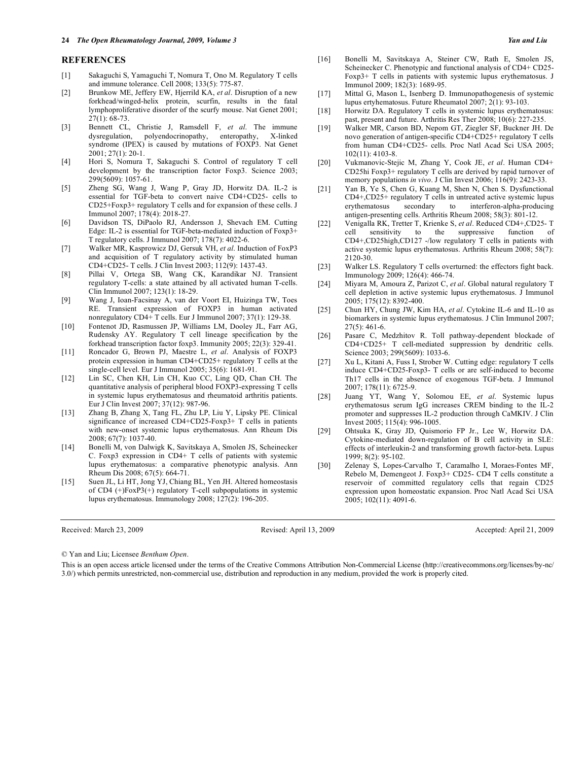## REFERENCES

[1] Sakaguchi S, Yamaguchi T, Nomura T, Ono M. Regulatory T cells and immune tolerance. Cell 2008; 133(5): 775-87.

[2] Brunkow ME, Jeffery EW, Hjerrild KA, *et al*. Disruption of a new forkhead/winged-helix protein, scurfin, results in the fatal lymphoproliferative disorder of the scurfy mouse. Nat Genet 2001; 27(1): 68-73.

[3] Bennett CL, Christie J, Ramsdell F, *et al.* The immune dysregulation, polyendocrinopathy, enteropathy, X-linked syndrome (IPEX) is caused by mutations of FOXP3. Nat Genet 2001; 27(1): 20-1.

[4] Hori S, Nomura T, Sakaguchi S. Control of regulatory T cell development by the transcription factor Foxp3. Science 2003; 299(5609): 1057-61.

[5] Zheng SG, Wang J, Wang P, Gray JD, Horwitz DA. IL-2 is essential for TGF-beta to convert naive CD4+CD25- cells to CD25+Foxp3+ regulatory T cells and for expansion of these cells. J Immunol 2007; 178(4): 2018-27.

[6] Davidson TS, DiPaolo RJ, Andersson J, Shevach EM. Cutting Edge: IL-2 is essential for TGF-beta-mediated induction of Foxp3+ T regulatory cells. J Immunol 2007; 178(7): 4022-6.

[7] Walker MR, Kasprowicz DJ, Gersuk VH, *et al*. Induction of FoxP3 and acquisition of T regulatory activity by stimulated human CD4+CD25- T cells. J Clin Invest 2003; 112(9): 1437-43.

[8] Pillai V, Ortega SB, Wang CK, Karandikar NJ. Transient regulatory T-cells: a state attained by all activated human T-cells. Clin Immunol 2007; 123(1): 18-29.

[9] Wang J, Ioan-Facsinay A, van der Voort EI, Huizinga TW, Toes RE. Transient expression of FOXP3 in human activated nonregulatory CD4+ T cells. Eur J Immunol 2007; 37(1): 129-38.

[10] Fontenot JD, Rasmussen JP, Williams LM, Dooley JL, Farr AG, Rudensky AY. Regulatory T cell lineage specification by the forkhead transcription factor foxp3. Immunity 2005; 22(3): 329-41.

[11] Roncador G, Brown PJ, Maestre L, *et al*. Analysis of FOXP3 protein expression in human CD4+CD25+ regulatory T cells at the single-cell level. Eur J Immunol 2005; 35(6): 1681-91.

[12] Lin SC, Chen KH, Lin CH, Kuo CC, Ling QD, Chan CH. The quantitative analysis of peripheral blood FOXP3-expressing T cells in systemic lupus erythematosus and rheumatoid arthritis patients. Eur J Clin Invest 2007; 37(12): 987-96.

[13] Zhang B, Zhang X, Tang FL, Zhu LP, Liu Y, Lipsky PE. Clinical significance of increased CD4+CD25-Foxp3+ T cells in patients with new-onset systemic lupus erythematosus. Ann Rheum Dis 2008; 67(7): 1037-40.

[14] Bonelli M, von Dalwigk K, Savitskaya A, Smolen JS, Scheinecker C. Foxp3 expression in CD4+ T cells of patients with systemic lupus erythematosus: a comparative phenotypic analysis. Ann Rheum Dis 2008; 67(5): 664-71.

[15] Suen JL, Li HT, Jong YJ, Chiang BL, Yen JH. Altered homeostasis of CD4 (+)FoxP3(+) regulatory T-cell subpopulations in systemic lupus erythematosus. Immunology 2008; 127(2): 196-205.

[16] Bonelli M, Savitskaya A, Steiner CW, Rath E, Smolen JS, Scheinecker C. Phenotypic and functional analysis of CD4+ CD25-Foxp3+ T cells in patients with systemic lupus erythematosus. J Immunol 2009; 182(3): 1689-95.

[17] Mittal G, Mason L, Isenberg D. Immunopathogenesis of systemic lupus ertyhematosus. Future Rheumatol 2007; 2(1): 93-103.

[18] Horwitz DA. Regulatory T cells in systemic lupus erythematosus: past, present and future. Arthritis Res Ther 2008; 10(6): 227-235.

[19] Walker MR, Carson BD, Nepom GT, Ziegler SF, Buckner JH. De novo generation of antigen-specific CD4+CD25+ regulatory T cells from human CD4+CD25- cells. Proc Natl Acad Sci USA 2005; 102(11): 4103-8.

[20] Vukmanovic-Stejic M, Zhang Y, Cook JE, *et al*. Human CD4+ CD25hi Foxp3+ regulatory T cells are derived by rapid turnover of memory populations *in vivo*. J Clin Invest 2006; 116(9): 2423-33.

[21] Yan B, Ye S, Chen G, Kuang M, Shen N, Chen S. Dysfunctional CD4+,CD25+ regulatory T cells in untreated active systemic lupus erythematosus secondary to interferon-alpha-producing antigen-presenting cells. Arthritis Rheum 2008; 58(3): 801-12.

[22] Venigalla RK, Tretter T, Krienke S, *et al*. Reduced CD4+,CD25- T cell sensitivity to the suppressive function of CD4+,CD25high,CD127 -/low regulatory T cells in patients with active systemic lupus erythematosus. Arthritis Rheum 2008; 58(7): 2120-30.

[23] Walker LS. Regulatory T cells overturned: the effectors fight back. Immunology 2009; 126(4): 466-74.

[24] Miyara M, Amoura Z, Parizot C, *et al*. Global natural regulatory T cell depletion in active systemic lupus erythematosus. J Immunol 2005; 175(12): 8392-400.

[25] Chun HY, Chung JW, Kim HA, *et al*. Cytokine IL-6 and IL-10 as biomarkers in systemic lupus erythematosus. J Clin Immunol 2007; 27(5): 461-6.

[26] Pasare C, Medzhitov R. Toll pathway-dependent blockade of CD4+CD25+ T cell-mediated suppression by dendritic cells. Science 2003; 299(5609): 1033-6.

[27] Xu L, Kitani A, Fuss I, Strober W. Cutting edge: regulatory T cells induce CD4+CD25-Foxp3- T cells or are self-induced to become Th17 cells in the absence of exogenous TGF-beta. J Immunol 2007; 178(11): 6725-9.

[28] Juang YT, Wang Y, Solomou EE, *et al*. Systemic lupus erythematosus serum IgG increases CREM binding to the IL-2 promoter and suppresses IL-2 production through CaMKIV. J Clin Invest 2005; 115(4): 996-1005.

[29] Ohtsuka K, Gray JD, Quismorio FP Jr., Lee W, Horwitz DA. Cytokine-mediated down-regulation of B cell activity in SLE: effects of interleukin-2 and transforming growth factor-beta. Lupus 1999; 8(2): 95-102.

[30] Zelenay S, Lopes-Carvalho T, Caramalho I, Moraes-Fontes MF, Rebelo M, Demengeot J. Foxp3+ CD25- CD4 T cells constitute a reservoir of committed regulatory cells that regain CD25 expression upon homeostatic expansion. Proc Natl Acad Sci USA 2005; 102(11): 4091-6.

Received: March 23, 2009 Revised: April 13, 2009 Accepted: April 21, 2009

© Yan and Liu; Licensee *Bentham Open*.

This is an open access article licensed under the terms of the Creative Commons Attribution Non-Commercial License (http://creativecommons.org/licenses/by-nc/3.0/) which permits unrestricted, non-commercial use, distribution and reproduction in any medium, provided the work is properly cited.